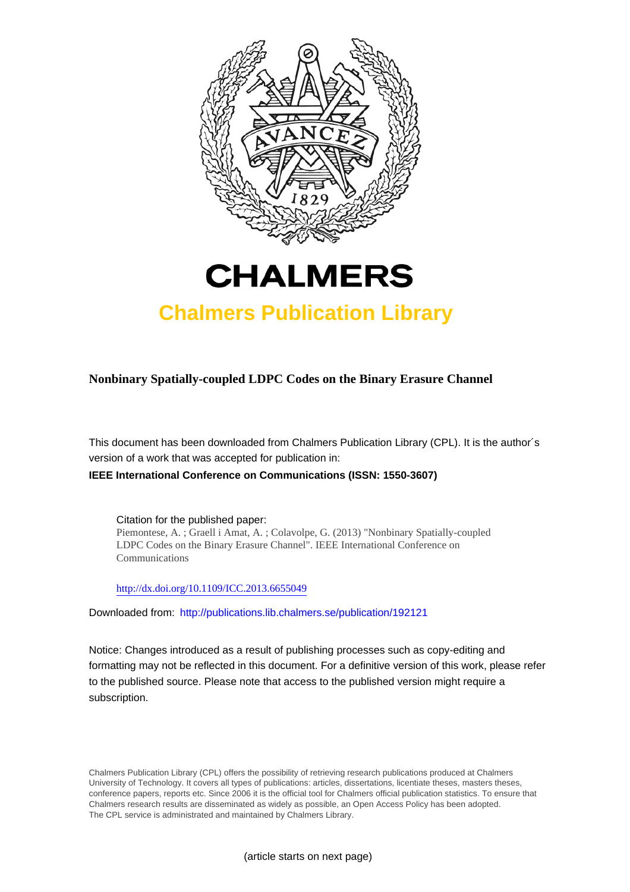# CHALMERS

## Chalmers Publication Library

**Nonbinary Spatially-coupled LDPC Codes on the Binary Erasure Channel**

This document has been downloaded from Chalmers Publication Library (CPL). It is the author´s version of a work that was accepted for publication in:

**IEEE International Conference on Communications (ISSN: 1550-3607)**

Citation for the published paper:
Piemontese, A. ; Graell i Amat, A. ; Colavolpe, G. (2013) "Nonbinary Spatially-coupled LDPC Codes on the Binary Erasure Channel". IEEE International Conference on Communications

http://dx.doi.org/10.1109/ICC.2013.6655049

Downloaded from: http://publications.lib.chalmers.se/publication/192121

Notice: Changes introduced as a result of publishing processes such as copy-editing and formatting may not be reflected in this document. For a definitive version of this work, please refer to the published source. Please note that access to the published version might require a subscription.

Chalmers Publication Library (CPL) offers the possibility of retrieving research publications produced at Chalmers University of Technology. It covers all types of publications: articles, dissertations, licentiate theses, masters theses, conference papers, reports etc. Since 2006 it is the official tool for Chalmers official publication statistics. To ensure that Chalmers research results are disseminated as widely as possible, an Open Access Policy has been adopted. The CPL service is administrated and maintained by Chalmers Library.

(article starts on next page)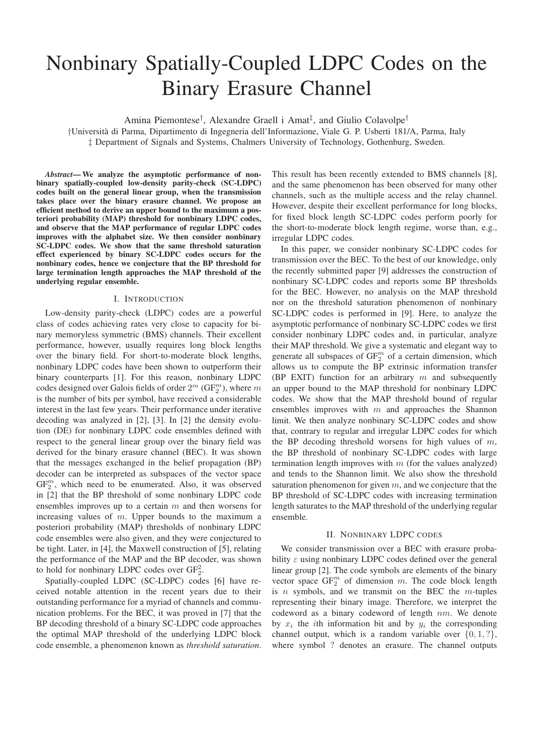# Nonbinary Spatially-Coupled LDPC Codes on the Binary Erasure Channel

Amina Piemontese†, Alexandre Graell i Amat‡, and Giulio Colavolpe†

†Università di Parma, Dipartimento di Ingegneria dell'Informazione, Viale G. P. Usberti 181/A, Parma, Italy

‡ Department of Signals and Systems, Chalmers University of Technology, Gothenburg, Sweden.

***Abstract*— We analyze the asymptotic performance of nonbinary spatially-coupled low-density parity-check (SC-LDPC) codes built on the general linear group, when the transmission takes place over the binary erasure channel. We propose an efficient method to derive an upper bound to the maximum a posteriori probability (MAP) threshold for nonbinary LDPC codes, and observe that the MAP performance of regular LDPC codes improves with the alphabet size. We then consider nonbinary SC-LDPC codes. We show that the same threshold saturation effect experienced by binary SC-LDPC codes occurs for the nonbinary codes, hence we conjecture that the BP threshold for large termination length approaches the MAP threshold of the underlying regular ensemble.**

## I. Introduction

Low-density parity-check (LDPC) codes are a powerful class of codes achieving rates very close to capacity for binary memoryless symmetric (BMS) channels. Their excellent performance, however, usually requires long block lengths over the binary field. For short-to-moderate block lengths, nonbinary LDPC codes have been shown to outperform their binary counterparts [1]. For this reason, nonbinary LDPC codes designed over Galois fields of order $2^m$ ($\mathrm{GF}_2^m$), where $m$ is the number of bits per symbol, have received a considerable interest in the last few years. Their performance under iterative decoding was analyzed in [2], [3]. In [2] the density evolution (DE) for nonbinary LDPC code ensembles defined with respect to the general linear group over the binary field was derived for the binary erasure channel (BEC). It was shown that the messages exchanged in the belief propagation (BP) decoder can be interpreted as subspaces of the vector space $\mathrm{GF}_2^m$, which need to be enumerated. Also, it was observed in [2] that the BP threshold of some nonbinary LDPC code ensembles improves up to a certain $m$ and then worsens for increasing values of $m$. Upper bounds to the maximum a posteriori probability (MAP) thresholds of nonbinary LDPC code ensembles were also given, and they were conjectured to be tight. Later, in [4], the Maxwell construction of [5], relating the performance of the MAP and the BP decoder, was shown to hold for nonbinary LDPC codes over $\mathrm{GF}_2^2$.

Spatially-coupled LDPC (SC-LDPC) codes [6] have received notable attention in the recent years due to their outstanding performance for a myriad of channels and communication problems. For the BEC, it was proved in [7] that the BP decoding threshold of a binary SC-LDPC code approaches the optimal MAP threshold of the underlying LDPC block code ensemble, a phenomenon known as *threshold saturation*. This result has been recently extended to BMS channels [8], and the same phenomenon has been observed for many other channels, such as the multiple access and the relay channel. However, despite their excellent performance for long blocks, for fixed block length SC-LDPC codes perform poorly for the short-to-moderate block length regime, worse than, e.g., irregular LDPC codes.

In this paper, we consider nonbinary SC-LDPC codes for transmission over the BEC. To the best of our knowledge, only the recently submitted paper [9] addresses the construction of nonbinary SC-LDPC codes and reports some BP thresholds for the BEC. However, no analysis on the MAP threshold nor on the threshold saturation phenomenon of nonbinary SC-LDPC codes is performed in [9]. Here, to analyze the asymptotic performance of nonbinary SC-LDPC codes we first consider nonbinary LDPC codes and, in particular, analyze their MAP threshold. We give a systematic and elegant way to generate all subspaces of $\mathrm{GF}_2^m$ of a certain dimension, which allows us to compute the BP extrinsic information transfer (BP EXIT) function for an arbitrary $m$ and subsequently an upper bound to the MAP threshold for nonbinary LDPC codes. We show that the MAP threshold bound of regular ensembles improves with $m$ and approaches the Shannon limit. We then analyze nonbinary SC-LDPC codes and show that, contrary to regular and irregular LDPC codes for which the BP decoding threshold worsens for high values of $m$, the BP threshold of nonbinary SC-LDPC codes with large termination length improves with $m$ (for the values analyzed) and tends to the Shannon limit. We also show the threshold saturation phenomenon for given $m$, and we conjecture that the BP threshold of SC-LDPC codes with increasing termination length saturates to the MAP threshold of the underlying regular ensemble.

## II. Nonbinary LDPC codes

We consider transmission over a BEC with erasure probability $\varepsilon$ using nonbinary LDPC codes defined over the general linear group [2]. The code symbols are elements of the binary vector space $\mathrm{GF}_2^m$ of dimension $m$. The code block length is $n$ symbols, and we transmit on the BEC the $m$-tuples representing their binary image. Therefore, we interpret the codeword as a binary codeword of length $nm$. We denote by $x_i$ the $i$th information bit and by $y_i$ the corresponding channel output, which is a random variable over $\{0, 1, ?\}$, where symbol ? denotes an erasure. The channel outputs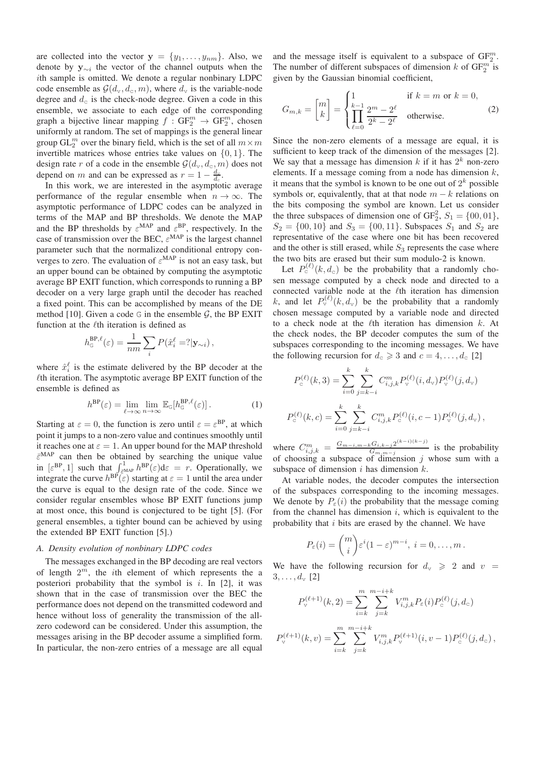are collected into the vector $\mathbf{y} = \{y_1, \ldots, y_{nm}\}$. Also, we denote by $\mathbf{y}_{\sim i}$ the vector of the channel outputs when the $i$th sample is omitted. We denote a regular nonbinary LDPC code ensemble as $\mathcal{G}(d_\text{v}, d_\text{c}, m)$, where $d_\text{v}$ is the variable-node degree and $d_\text{c}$ is the check-node degree. Given a code in this ensemble, we associate to each edge of the corresponding graph a bijective linear mapping $f : \text{GF}_2^m \to \text{GF}_2^m$, chosen uniformly at random. The set of mappings is the general linear group $\text{GL}_2^m$ over the binary field, which is the set of all $m \times m$ invertible matrices whose entries take values on $\{0, 1\}$. The design rate $r$ of a code in the ensemble $\mathcal{G}(d_\text{v}, d_\text{c}, m)$ does not depend on $m$ and can be expressed as $r = 1 - \frac{d_\text{v}}{d_\text{c}}$.

In this work, we are interested in the asymptotic average performance of the regular ensemble when $n \to \infty$. The asymptotic performance of LDPC codes can be analyzed in terms of the MAP and BP thresholds. We denote the MAP and the BP thresholds by $\varepsilon^{\text{MAP}}$ and $\varepsilon^{\text{BP}}$, respectively. In the case of transmission over the BEC, $\varepsilon^{\text{MAP}}$ is the largest channel parameter such that the normalized conditional entropy converges to zero. The evaluation of $\varepsilon^{\text{MAP}}$ is not an easy task, but an upper bound can be obtained by computing the asymptotic average BP EXIT function, which corresponds to running a BP decoder on a very large graph until the decoder has reached a fixed point. This can be accomplished by means of the DE method [10]. Given a code $\mathbb{G}$ in the ensemble $\mathcal{G}$, the BP EXIT function at the $\ell$th iteration is defined as

$$h_{\mathbb{G}}^{\text{BP},\ell}(\varepsilon) = \frac{1}{nm} \sum_i P(\hat{x}_i^\ell = ?|\mathbf{y}_{\sim i}),$$

where $\hat{x}_i^\ell$ is the estimate delivered by the BP decoder at the $\ell$th iteration. The asymptotic average BP EXIT function of the ensemble is defined as

$$h^{\text{BP}}(\varepsilon) = \lim_{\ell \to \infty} \lim_{n \to \infty} \mathbb{E}_{\mathbb{G}}[h_{\mathbb{G}}^{\text{BP},\ell}(\varepsilon)]. \tag{1}$$

Starting at $\varepsilon = 0$, the function is zero until $\varepsilon = \varepsilon^{\text{BP}}$, at which point it jumps to a non-zero value and continues smoothly until it reaches one at $\varepsilon = 1$. An upper bound for the MAP threshold $\bar{\varepsilon}^{\text{MAP}}$ can then be obtained by searching the unique value in $[\varepsilon^{\text{BP}}, 1]$ such that $\int_{\bar{\varepsilon}^{\text{MAP}}}^1 h^{\text{BP}}(\varepsilon)\text{d}\varepsilon = r$. Operationally, we integrate the curve $h^{\text{BP}}(\varepsilon)$ starting at $\varepsilon = 1$ until the area under the curve is equal to the design rate of the code. Since we consider regular ensembles whose BP EXIT functions jump at most once, this bound is conjectured to be tight [5]. (For general ensembles, a tighter bound can be achieved by using the extended BP EXIT function [5].)

### A. Density evolution of nonbinary LDPC codes

The messages exchanged in the BP decoding are real vectors of length $2^m$, the $i$th element of which represents the a posteriori probability that the symbol is $i$. In [2], it was shown that in the case of transmission over the BEC the performance does not depend on the transmitted codeword and hence without loss of generality the transmission of the all-zero codeword can be considered. Under this assumption, the messages arising in the BP decoder assume a simplified form. In particular, the non-zero entries of a message are all equal and the message itself is equivalent to a subspace of $\text{GF}_2^m$. The number of different subspaces of dimension $k$ of $\text{GF}_2^m$ is given by the Gaussian binomial coefficient,

$$G_{m,k} = \begin{bmatrix} m \\ k \end{bmatrix} = \begin{cases} 1 & \text{if } k = m \text{ or } k = 0, \\ \displaystyle\prod_{\ell=0}^{k-1} \frac{2^m - 2^\ell}{2^k - 2^\ell} & \text{otherwise.} \end{cases} \tag{2}$$

Since the non-zero elements of a message are equal, it is sufficient to keep track of the dimension of the messages [2]. We say that a message has dimension $k$ if it has $2^k$ non-zero elements. If a message coming from a node has dimension $k$, it means that the symbol is known to be one out of $2^k$ possible symbols or, equivalently, that at that node $m - k$ relations on the bits composing the symbol are known. Let us consider the three subspaces of dimension one of $\text{GF}_2^2$, $S_1 = \{00, 01\}$, $S_2 = \{00, 10\}$ and $S_3 = \{00, 11\}$. Subspaces $S_1$ and $S_2$ are representative of the case where one bit has been recovered and the other is still erased, while $S_3$ represents the case where the two bits are erased but their sum modulo-2 is known.

Let $P_\text{c}^{(\ell)}(k, d_\text{c})$ be the probability that a randomly chosen message computed by a check node and directed to a connected variable node at the $\ell$th iteration has dimension $k$, and let $P_\text{v}^{(\ell)}(k, d_\text{v})$ be the probability that a randomly chosen message computed by a variable node and directed to a check node at the $\ell$th iteration has dimension $k$. At the check nodes, the BP decoder computes the sum of the subspaces corresponding to the incoming messages. We have the following recursion for $d_\text{c} \geqslant 3$ and $c = 4, \ldots, d_\text{c}$ [2]

$$P_\text{c}^{(\ell)}(k, 3) = \sum_{i=0}^{k} \sum_{j=k-i}^{k} C_{i,j,k}^m P_\text{v}^{(\ell)}(i, d_\text{v}) P_\text{v}^{(\ell)}(j, d_\text{v})$$

$$P_\text{c}^{(\ell)}(k, c) = \sum_{i=0}^{k} \sum_{j=k-i}^{k} C_{i,j,k}^m P_\text{c}^{(\ell)}(i, c-1) P_\text{v}^{(\ell)}(j, d_\text{v}),$$

where $C_{i,j,k}^m = \frac{G_{m-i,m-k} G_{i,k-j} 2^{(k-i)(k-j)}}{G_{m,m-j}}$ is the probability of choosing a subspace of dimension $j$ whose sum with a subspace of dimension $i$ has dimension $k$.

At variable nodes, the decoder computes the intersection of the subspaces corresponding to the incoming messages. We denote by $P_\varepsilon(i)$ the probability that the message coming from the channel has dimension $i$, which is equivalent to the probability that $i$ bits are erased by the channel. We have

$$P_\varepsilon(i) = \binom{m}{i} \varepsilon^i (1 - \varepsilon)^{m-i}, \; i = 0, \ldots, m.$$

We have the following recursion for $d_\text{v} \geqslant 2$ and $v = 3, \ldots, d_\text{v}$ [2]

$$P_\text{v}^{(\ell+1)}(k, 2) = \sum_{i=k}^{m} \sum_{j=k}^{m-i+k} V_{i,j,k}^m P_\varepsilon(i) P_\text{c}^{(\ell)}(j, d_\text{c})$$

$$P_\text{v}^{(\ell+1)}(k, v) = \sum_{i=k}^{m} \sum_{j=k}^{m-i+k} V_{i,j,k}^m P_\text{v}^{(\ell+1)}(i, v-1) P_\text{c}^{(\ell)}(j, d_\text{c}),$$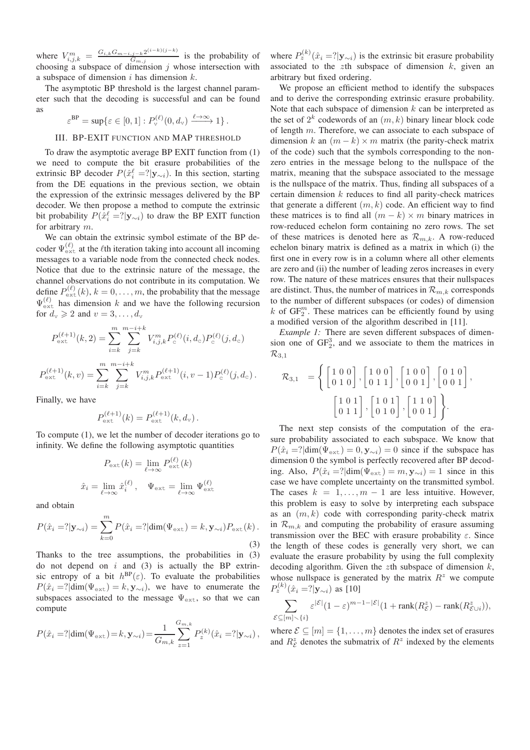where $V^m_{i,j,k} = \frac{G_{i,k} G_{m-i,j-k} 2^{(i-k)(j-k)}}{G_{m,j}}$ is the probability of choosing a subspace of dimension $j$ whose intersection with a subspace of dimension $i$ has dimension $k$.

The asymptotic BP threshold is the largest channel parameter such that the decoding is successful and can be found as

$$\varepsilon^{\text{BP}} = \sup\{\varepsilon \in [0,1] : P^{(\ell)}_{\text{v}}(0, d_{\text{v}}) \xrightarrow{\ell\to\infty} 1\}\,.$$

## III. BP-EXIT FUNCTION AND MAP THRESHOLD

To draw the asymptotic average BP EXIT function from (1) we need to compute the bit erasure probabilities of the extrinsic BP decoder $P(\hat{x}^{\ell}_i = ?|\mathbf{y}_{\sim i})$. In this section, starting from the DE equations in the previous section, we obtain the expression of the extrinsic messages delivered by the BP decoder. We then propose a method to compute the extrinsic bit probability $P(\hat{x}^{\ell}_i = ?|\mathbf{y}_{\sim i})$ to draw the BP EXIT function for arbitrary $m$.

We can obtain the extrinsic symbol estimate of the BP decoder $\Psi^{(\ell)}_{\text{ext}}$ at the $\ell$th iteration taking into account all incoming messages to a variable node from the connected check nodes. Notice that due to the extrinsic nature of the message, the channel observations do not contribute in its computation. We define $P^{(\ell)}_{\text{ext}}(k)$, $k = 0, \ldots, m$, the probability that the message $\Psi^{(\ell)}_{\text{ext}}$ has dimension $k$ and we have the following recursion for $d_{\text{v}} \geqslant 2$ and $v = 3, \ldots, d_{\text{v}}$

$$P^{(\ell+1)}_{\text{ext}}(k, 2) = \sum_{i=k}^{m} \sum_{j=k}^{m-i+k} V^m_{i,j,k} P^{(\ell)}_{\text{c}}(i, d_{\text{c}}) P^{(\ell)}_{\text{c}}(j, d_{\text{c}})$$

$$P^{(\ell+1)}_{\text{ext}}(k, v) = \sum_{i=k}^{m} \sum_{j=k}^{m-i+k} V^m_{i,j,k} P^{(\ell+1)}_{\text{ext}}(i, v-1) P^{(\ell)}_{\text{c}}(j, d_{\text{c}})\,.$$

Finally, we have

$$P^{(\ell+1)}_{\text{ext}}(k) = P^{(\ell+1)}_{\text{ext}}(k, d_{\text{v}})\,.$$

To compute (1), we let the number of decoder iterations go to infinity. We define the following asymptotic quantities

$$P_{\text{ext}}(k) = \lim_{\ell\to\infty} P^{(\ell)}_{\text{ext}}(k)$$

$$\hat{x}_i = \lim_{\ell\to\infty} \hat{x}^{(\ell)}_i\,, \quad \Psi_{\text{ext}} = \lim_{\ell\to\infty} \Psi^{(\ell)}_{\text{ext}}$$

and obtain

$$P(\hat{x}_i = ?|\mathbf{y}_{\sim i}) = \sum_{k=0}^{m} P(\hat{x}_i = ?|\dim(\Psi_{\text{ext}}) = k, \mathbf{y}_{\sim i}) P_{\text{ext}}(k)\,. \tag{3}$$

Thanks to the tree assumptions, the probabilities in (3) do not depend on $i$ and (3) is actually the BP extrinsic entropy of a bit $h^{\text{BP}}(\varepsilon)$. To evaluate the probabilities $P(\hat{x}_i = ?|\dim(\Psi_{\text{ext}}) = k, \mathbf{y}_{\sim i})$, we have to enumerate the subspaces associated to the message $\Psi_{\text{ext}}$, so that we can compute

$$P(\hat{x}_i = ?|\dim(\Psi_{\text{ext}}) = k, \mathbf{y}_{\sim i}) = \frac{1}{G_{m,k}} \sum_{z=1}^{G_{m,k}} P^{(k)}_z(\hat{x}_i = ?|\mathbf{y}_{\sim i})\,,$$

where $P^{(k)}_z(\hat{x}_i = ?|\mathbf{y}_{\sim i})$ is the extrinsic bit erasure probability associated to the $z$th subspace of dimension $k$, given an arbitrary but fixed ordering.

We propose an efficient method to identify the subspaces and to derive the corresponding extrinsic erasure probability. Note that each subspace of dimension $k$ can be interpreted as the set of $2^k$ codewords of an $(m, k)$ binary linear block code of length $m$. Therefore, we can associate to each subspace of dimension $k$ an $(m-k) \times m$ matrix (the parity-check matrix of the code) such that the symbols corresponding to the nonzero entries in the message belong to the nullspace of the matrix, meaning that the subspace associated to the message is the nullspace of the matrix. Thus, finding all subspaces of a certain dimension $k$ reduces to find all parity-check matrices that generate a different $(m, k)$ code. An efficient way to find these matrices is to find all $(m-k) \times m$ binary matrices in row-reduced echelon form containing no zero rows. The set of these matrices is denoted here as $\mathcal{R}_{m,k}$. A row-reduced echelon binary matrix is defined as a matrix in which (i) the first one in every row is in a column where all other elements are zero and (ii) the number of leading zeros increases in every row. The nature of these matrices ensures that their nullspaces are distinct. Thus, the number of matrices in $\mathcal{R}_{m,k}$ corresponds to the number of different subspaces (or codes) of dimension $k$ of $\text{GF}^m_2$. These matrices can be efficiently found by using a modified version of the algorithm described in [11].

*Example 1:* There are seven different subspaces of dimension one of $\text{GF}^3_2$, and we associate to them the matrices in $\mathcal{R}_{3,1}$

$$\mathcal{R}_{3,1} = \left\{ \begin{bmatrix} 1 & 0 & 0 \\ 0 & 1 & 0 \end{bmatrix}, \begin{bmatrix} 1 & 0 & 0 \\ 0 & 1 & 1 \end{bmatrix}, \begin{bmatrix} 1 & 0 & 0 \\ 0 & 0 & 1 \end{bmatrix}, \begin{bmatrix} 0 & 1 & 0 \\ 0 & 0 & 1 \end{bmatrix}, \begin{bmatrix} 1 & 0 & 1 \\ 0 & 1 & 1 \end{bmatrix}, \begin{bmatrix} 1 & 0 & 1 \\ 0 & 1 & 0 \end{bmatrix}, \begin{bmatrix} 1 & 1 & 0 \\ 0 & 0 & 1 \end{bmatrix} \right\}.$$

The next step consists of the computation of the erasure probability associated to each subspace. We know that $P(\hat{x}_i = ?|\dim(\Psi_{\text{ext}}) = 0, \mathbf{y}_{\sim i}) = 0$ since if the subspace has dimension 0 the symbol is perfectly recovered after BP decoding. Also, $P(\hat{x}_i = ?|\dim(\Psi_{\text{ext}}) = m, \mathbf{y}_{\sim i}) = 1$ since in this case we have complete uncertainty on the transmitted symbol. The cases $k = 1, \ldots, m-1$ are less intuitive. However, this problem is easy to solve by interpreting each subspace as an $(m, k)$ code with corresponding parity-check matrix in $\mathcal{R}_{m,k}$ and computing the probability of erasure assuming transmission over the BEC with erasure probability $\varepsilon$. Since the length of these codes is generally very short, we can evaluate the erasure probability by using the full complexity decoding algorithm. Given the $z$th subspace of dimension $k$, whose nullspace is generated by the matrix $R^z$ we compute $P^{(k)}_z(\hat{x}_i = ?|\mathbf{y}_{\sim i})$ as [10]

$$\sum_{\mathcal{E} \subseteq [m] \smallsetminus \{i\}} \varepsilon^{|\mathcal{E}|}(1-\varepsilon)^{m-1-|\mathcal{E}|}(1 + \text{rank}(R^z_{\mathcal{E}}) - \text{rank}(R^z_{\mathcal{E}\cup i})),$$

where $\mathcal{E} \subseteq [m] = \{1, \ldots, m\}$ denotes the index set of erasures and $R^z_{\mathcal{E}}$ denotes the submatrix of $R^z$ indexed by the elements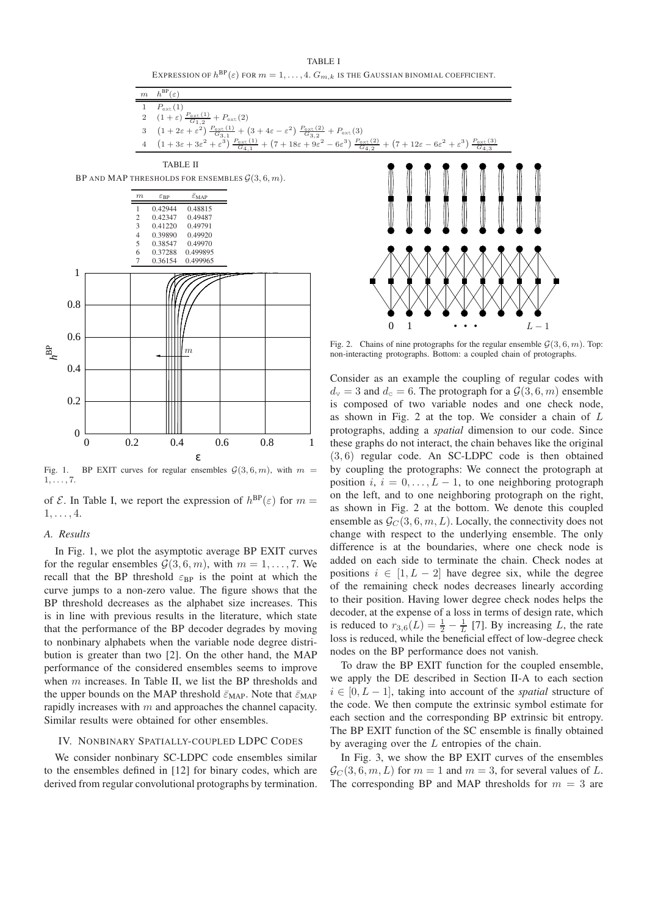TABLE I

EXPRESSION OF $h^{\mathrm{BP}}(\varepsilon)$ FOR $m = 1, \ldots, 4$. $G_{m,k}$ IS THE GAUSSIAN BINOMIAL COEFFICIENT.

| $m$ | $h^{\mathrm{BP}}(\varepsilon)$ |
|---|---|
| 1 | $P_{\mathrm{ext}}(1)$ |
| 2 | $(1+\varepsilon)\,\frac{P_{\mathrm{ext}}(1)}{G_{1,2}} + P_{\mathrm{ext}}(2)$ |
| 3 | $(1+2\varepsilon+\varepsilon^2)\,\frac{P_{\mathrm{ext}}(1)}{G_{3,1}} + (3+4\varepsilon-\varepsilon^2)\,\frac{P_{\mathrm{ext}}(2)}{G_{3,2}} + P_{\mathrm{ext}}(3)$ |
| 4 | $(1+3\varepsilon+3\varepsilon^2+\varepsilon^3)\,\frac{P_{\mathrm{ext}}(1)}{G_{4,1}} + (7+18\varepsilon+9\varepsilon^2-6\varepsilon^3)\,\frac{P_{\mathrm{ext}}(2)}{G_{4,2}} + (7+12\varepsilon-6\varepsilon^2+\varepsilon^3)\,\frac{P_{\mathrm{ext}}(3)}{G_{4,3}}$ |

TABLE II

BP AND MAP THRESHOLDS FOR ENSEMBLES $\mathcal{G}(3, 6, m)$.

| $m$ | $\varepsilon_{\mathrm{BP}}$ | $\bar{\varepsilon}_{\mathrm{MAP}}$ |
|---|---|---|
| 1 | 0.42944 | 0.48815 |
| 2 | 0.42347 | 0.49487 |
| 3 | 0.41220 | 0.49791 |
| 4 | 0.39890 | 0.49920 |
| 5 | 0.38547 | 0.49970 |
| 6 | 0.37288 | 0.499895 |
| 7 | 0.36154 | 0.499965 |

Fig. 1. BP EXIT curves for regular ensembles $\mathcal{G}(3, 6, m)$, with $m = 1, \ldots, 7$.

of $\mathcal{E}$. In Table I, we report the expression of $h^{\mathrm{BP}}(\varepsilon)$ for $m = 1, \ldots, 4$.

### A. Results

In Fig. 1, we plot the asymptotic average BP EXIT curves for the regular ensembles $\mathcal{G}(3, 6, m)$, with $m = 1, \ldots, 7$. We recall that the BP threshold $\varepsilon_{\mathrm{BP}}$ is the point at which the curve jumps to a non-zero value. The figure shows that the BP threshold decreases as the alphabet size increases. This is in line with previous results in the literature, which state that the performance of the BP decoder degrades by moving to nonbinary alphabets when the variable node degree distribution is greater than two [2]. On the other hand, the MAP performance of the considered ensembles seems to improve when $m$ increases. In Table II, we list the BP thresholds and the upper bounds on the MAP threshold $\bar{\varepsilon}_{\mathrm{MAP}}$. Note that $\bar{\varepsilon}_{\mathrm{MAP}}$ rapidly increases with $m$ and approaches the channel capacity. Similar results were obtained for other ensembles.

## IV. NONBINARY SPATIALLY-COUPLED LDPC CODES

We consider nonbinary SC-LDPC code ensembles similar to the ensembles defined in [12] for binary codes, which are derived from regular convolutional protographs by termination.

Fig. 2. Chains of nine protographs for the regular ensemble $\mathcal{G}(3, 6, m)$. Top: non-interacting protographs. Bottom: a coupled chain of protographs.

Consider as an example the coupling of regular codes with $d_{\mathrm{v}} = 3$ and $d_{\mathrm{c}} = 6$. The protograph for a $\mathcal{G}(3, 6, m)$ ensemble is composed of two variable nodes and one check node, as shown in Fig. 2 at the top. We consider a chain of $L$ protographs, adding a *spatial* dimension to our code. Since these graphs do not interact, the chain behaves like the original $(3, 6)$ regular code. An SC-LDPC code is then obtained by coupling the protographs: We connect the protograph at position $i$, $i = 0, \ldots, L-1$, to one neighboring protograph on the left, and to one neighboring protograph on the right, as shown in Fig. 2 at the bottom. We denote this coupled ensemble as $\mathcal{G}_C(3, 6, m, L)$. Locally, the connectivity does not change with respect to the underlying ensemble. The only difference is at the boundaries, where one check node is added on each side to terminate the chain. Check nodes at positions $i \in [1, L-2]$ have degree six, while the degree of the remaining check nodes decreases linearly according to their position. Having lower degree check nodes helps the decoder, at the expense of a loss in terms of design rate, which is reduced to $r_{3,6}(L) = \frac{1}{2} - \frac{1}{L}$ [7]. By increasing $L$, the rate loss is reduced, while the beneficial effect of low-degree check nodes on the BP performance does not vanish.

To draw the BP EXIT function for the coupled ensemble, we apply the DE described in Section II-A to each section $i \in [0, L-1]$, taking into account of the *spatial* structure of the code. We then compute the extrinsic symbol estimate for each section and the corresponding BP extrinsic bit entropy. The BP EXIT function of the SC ensemble is finally obtained by averaging over the $L$ entropies of the chain.

In Fig. 3, we show the BP EXIT curves of the ensembles $\mathcal{G}_C(3, 6, m, L)$ for $m = 1$ and $m = 3$, for several values of $L$. The corresponding BP and MAP thresholds for $m = 3$ are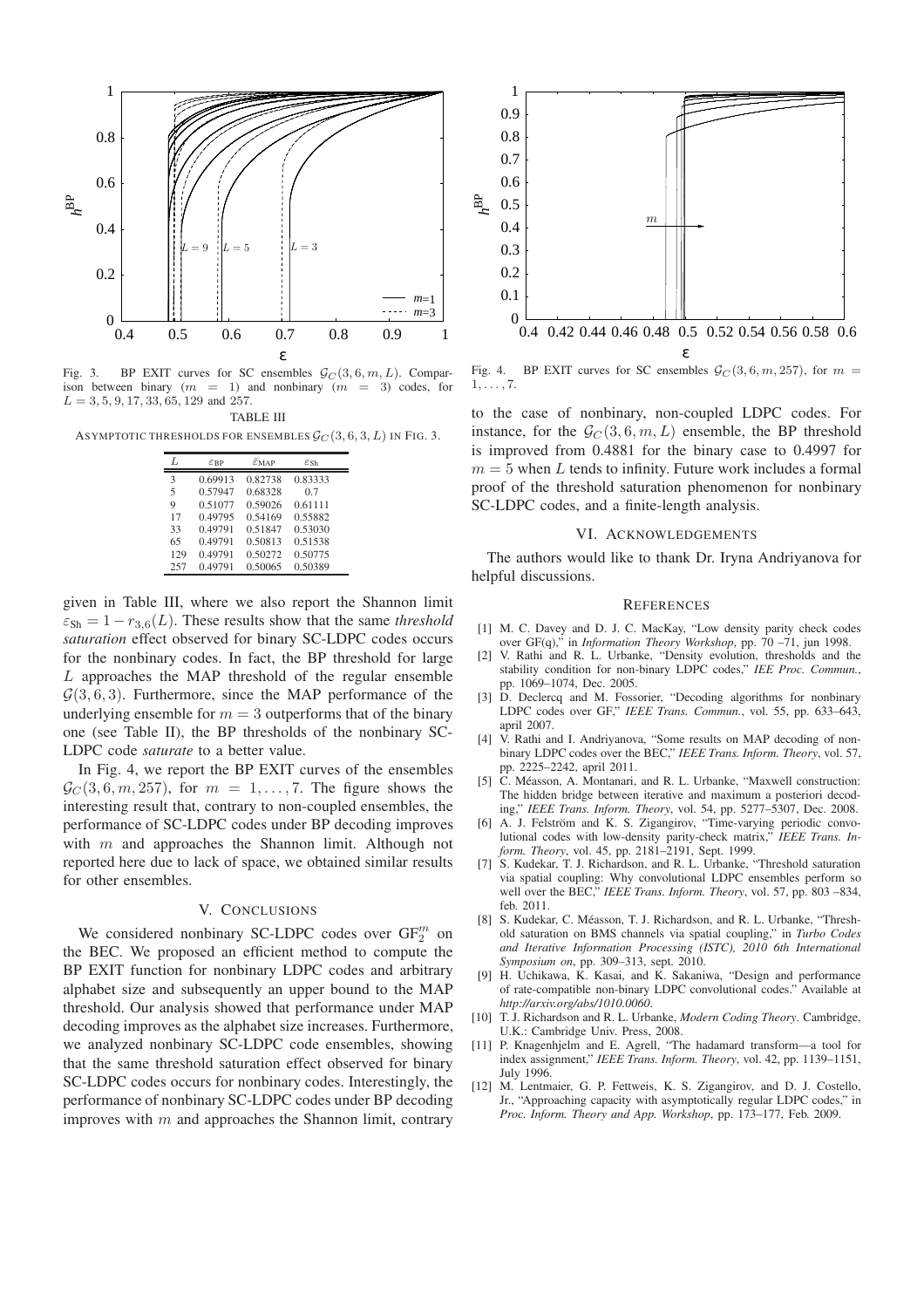1
0.8
0.6
$h^{\text{BP}}$
0.4
0.2
0
0.4 0.5 0.6 0.7 0.8 0.9 1
ε
$L=9$ $L=5$ $L=3$
$m$=1
$m$=3

Fig. 3. BP EXIT curves for SC ensembles $\mathcal{G}_C(3,6,m,L)$. Comparison between binary ($m = 1$) and nonbinary ($m = 3$) codes, for $L = 3, 5, 9, 17, 33, 65, 129$ and $257$.

1
0.9
0.8
0.7
0.6
0.5
$h^{\text{BP}}$
0.4
0.3
0.2
0.1
0
0.4 0.42 0.44 0.46 0.48 0.5 0.52 0.54 0.56 0.58 0.6
ε
$m$

Fig. 4. BP EXIT curves for SC ensembles $\mathcal{G}_C(3,6,m,257)$, for $m = 1,\ldots,7$.

TABLE III

ASYMPTOTIC THRESHOLDS FOR ENSEMBLES $\mathcal{G}_C(3,6,3,L)$ IN FIG. 3.

| $L$ | $\varepsilon_{\text{BP}}$ | $\bar{\varepsilon}_{\text{MAP}}$ | $\varepsilon_{\text{Sh}}$ |
|---|---|---|---|
| 3 | 0.69913 | 0.82738 | 0.83333 |
| 5 | 0.57947 | 0.68328 | 0.7 |
| 9 | 0.51077 | 0.59026 | 0.61111 |
| 17 | 0.49795 | 0.54169 | 0.55882 |
| 33 | 0.49791 | 0.51847 | 0.53030 |
| 65 | 0.49791 | 0.50813 | 0.51538 |
| 129 | 0.49791 | 0.50272 | 0.50775 |
| 257 | 0.49791 | 0.50065 | 0.50389 |

given in Table III, where we also report the Shannon limit $\varepsilon_{\text{Sh}} = 1 - r_{3,6}(L)$. These results show that the same *threshold saturation* effect observed for binary SC-LDPC codes occurs for the nonbinary codes. In fact, the BP threshold for large $L$ approaches the MAP threshold of the regular ensemble $\mathcal{G}(3,6,3)$. Furthermore, since the MAP performance of the underlying ensemble for $m = 3$ outperforms that of the binary one (see Table II), the BP thresholds of the nonbinary SC-LDPC code *saturate* to a better value.

In Fig. 4, we report the BP EXIT curves of the ensembles $\mathcal{G}_C(3,6,m,257)$, for $m = 1,\ldots,7$. The figure shows the interesting result that, contrary to non-coupled ensembles, the performance of SC-LDPC codes under BP decoding improves with $m$ and approaches the Shannon limit. Although not reported here due to lack of space, we obtained similar results for other ensembles.

## V. Conclusions

We considered nonbinary SC-LDPC codes over $\text{GF}_2^m$ on the BEC. We proposed an efficient method to compute the BP EXIT function for nonbinary LDPC codes and arbitrary alphabet size and subsequently an upper bound to the MAP threshold. Our analysis showed that performance under MAP decoding improves as the alphabet size increases. Furthermore, we analyzed nonbinary SC-LDPC code ensembles, showing that the same threshold saturation effect observed for binary SC-LDPC codes occurs for nonbinary codes. Interestingly, the performance of nonbinary SC-LDPC codes under BP decoding improves with $m$ and approaches the Shannon limit, contrary to the case of nonbinary, non-coupled LDPC codes. For instance, for the $\mathcal{G}_C(3,6,m,L)$ ensemble, the BP threshold is improved from 0.4881 for the binary case to 0.4997 for $m = 5$ when $L$ tends to infinity. Future work includes a formal proof of the threshold saturation phenomenon for nonbinary SC-LDPC codes, and a finite-length analysis.

## VI. Acknowledgements

The authors would like to thank Dr. Iryna Andriyanova for helpful discussions.

## References

[1] M. C. Davey and D. J. C. MacKay, "Low density parity check codes over GF(q)," in *Information Theory Workshop*, pp. 70 –71, jun 1998.

[2] V. Rathi and R. L. Urbanke, "Density evolution, thresholds and the stability condition for non-binary LDPC codes," *IEE Proc. Commun.*, pp. 1069–1074, Dec. 2005.

[3] D. Declercq and M. Fossorier, "Decoding algorithms for nonbinary LDPC codes over GF," *IEEE Trans. Commun.*, vol. 55, pp. 633–643, april 2007.

[4] V. Rathi and I. Andriyanova, "Some results on MAP decoding of nonbinary LDPC codes over the BEC," *IEEE Trans. Inform. Theory*, vol. 57, pp. 2225–2242, april 2011.

[5] C. Méasson, A. Montanari, and R. L. Urbanke, "Maxwell construction: The hidden bridge between iterative and maximum a posteriori decoding," *IEEE Trans. Inform. Theory*, vol. 54, pp. 5277–5307, Dec. 2008.

[6] A. J. Felström and K. S. Zigangirov, "Time-varying periodic convolutional codes with low-density parity-check matrix," *IEEE Trans. Inform. Theory*, vol. 45, pp. 2181–2191, Sept. 1999.

[7] S. Kudekar, T. J. Richardson, and R. L. Urbanke, "Threshold saturation via spatial coupling: Why convolutional LDPC ensembles perform so well over the BEC," *IEEE Trans. Inform. Theory*, vol. 57, pp. 803 –834, feb. 2011.

[8] S. Kudekar, C. Méasson, T. J. Richardson, and R. L. Urbanke, "Threshold saturation on BMS channels via spatial coupling," in *Turbo Codes and Iterative Information Processing (ISTC), 2010 6th International Symposium on*, pp. 309–313, sept. 2010.

[9] H. Uchikawa, K. Kasai, and K. Sakaniwa, "Design and performance of rate-compatible non-binary LDPC convolutional codes." Available at *http://arxiv.org/abs/1010.0060*.

[10] T. J. Richardson and R. L. Urbanke, *Modern Coding Theory*. Cambridge, U.K.: Cambridge Univ. Press, 2008.

[11] P. Knagenhjelm and E. Agrell, "The hadamard transform—a tool for index assignment," *IEEE Trans. Inform. Theory*, vol. 42, pp. 1139–1151, July 1996.

[12] M. Lentmaier, G. P. Fettweis, K. S. Zigangirov, and D. J. Costello, Jr., "Approaching capacity with asymptotically regular LDPC codes," in *Proc. Inform. Theory and App. Workshop*, pp. 173–177, Feb. 2009.